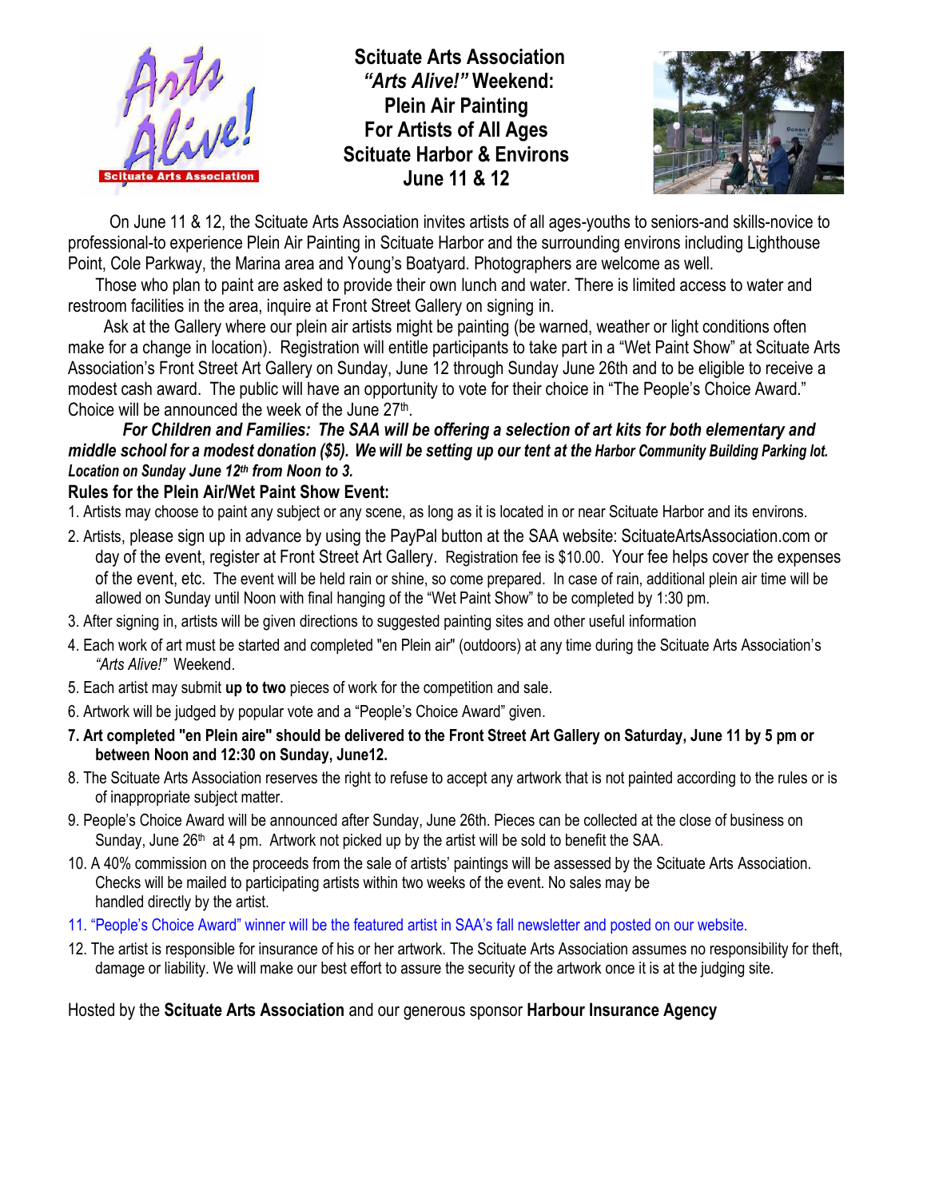# Scituate Arts Association *"Arts Alive!"* Weekend: Plein Air Painting For Artists of All Ages Scituate Harbor & Environs June 11 & 12

On June 11 & 12, the Scituate Arts Association invites artists of all ages-youths to seniors-and skills-novice to professional-to experience Plein Air Painting in Scituate Harbor and the surrounding environs including Lighthouse Point, Cole Parkway, the Marina area and Young's Boatyard. Photographers are welcome as well.

Those who plan to paint are asked to provide their own lunch and water. There is limited access to water and restroom facilities in the area, inquire at Front Street Gallery on signing in.

Ask at the Gallery where our plein air artists might be painting (be warned, weather or light conditions often make for a change in location). Registration will entitle participants to take part in a "Wet Paint Show" at Scituate Arts Association's Front Street Art Gallery on Sunday, June 12 through Sunday June 26th and to be eligible to receive a modest cash award. The public will have an opportunity to vote for their choice in "The People's Choice Award." Choice will be announced the week of the June 27th.

***For Children and Families: The SAA will be offering a selection of art kits for both elementary and middle school for a modest donation ($5). We will be setting up our tent at the Harbor Community Building Parking lot. Location on Sunday June 12th from Noon to 3.***

**Rules for the Plein Air/Wet Paint Show Event:**

1. Artists may choose to paint any subject or any scene, as long as it is located in or near Scituate Harbor and its environs.
2. Artists, please sign up in advance by using the PayPal button at the SAA website: ScituateArtsAssociation.com or day of the event, register at Front Street Art Gallery. Registration fee is $10.00. Your fee helps cover the expenses of the event, etc. The event will be held rain or shine, so come prepared. In case of rain, additional plein air time will be allowed on Sunday until Noon with final hanging of the "Wet Paint Show" to be completed by 1:30 pm.
3. After signing in, artists will be given directions to suggested painting sites and other useful information
4. Each work of art must be started and completed "en Plein air" (outdoors) at any time during the Scituate Arts Association's *"Arts Alive!"* Weekend.
5. Each artist may submit **up to two** pieces of work for the competition and sale.
6. Artwork will be judged by popular vote and a "People's Choice Award" given.
7. **Art completed "en Plein aire" should be delivered to the Front Street Art Gallery on Saturday, June 11 by 5 pm or between Noon and 12:30 on Sunday, June12.**
8. The Scituate Arts Association reserves the right to refuse to accept any artwork that is not painted according to the rules or is of inappropriate subject matter.
9. People's Choice Award will be announced after Sunday, June 26th. Pieces can be collected at the close of business on Sunday, June 26th at 4 pm. Artwork not picked up by the artist will be sold to benefit the SAA.
10. A 40% commission on the proceeds from the sale of artists' paintings will be assessed by the Scituate Arts Association. Checks will be mailed to participating artists within two weeks of the event. No sales may be handled directly by the artist.
11. "People's Choice Award" winner will be the featured artist in SAA's fall newsletter and posted on our website.
12. The artist is responsible for insurance of his or her artwork. The Scituate Arts Association assumes no responsibility for theft, damage or liability. We will make our best effort to assure the security of the artwork once it is at the judging site.

Hosted by the **Scituate Arts Association** and our generous sponsor **Harbour Insurance Agency**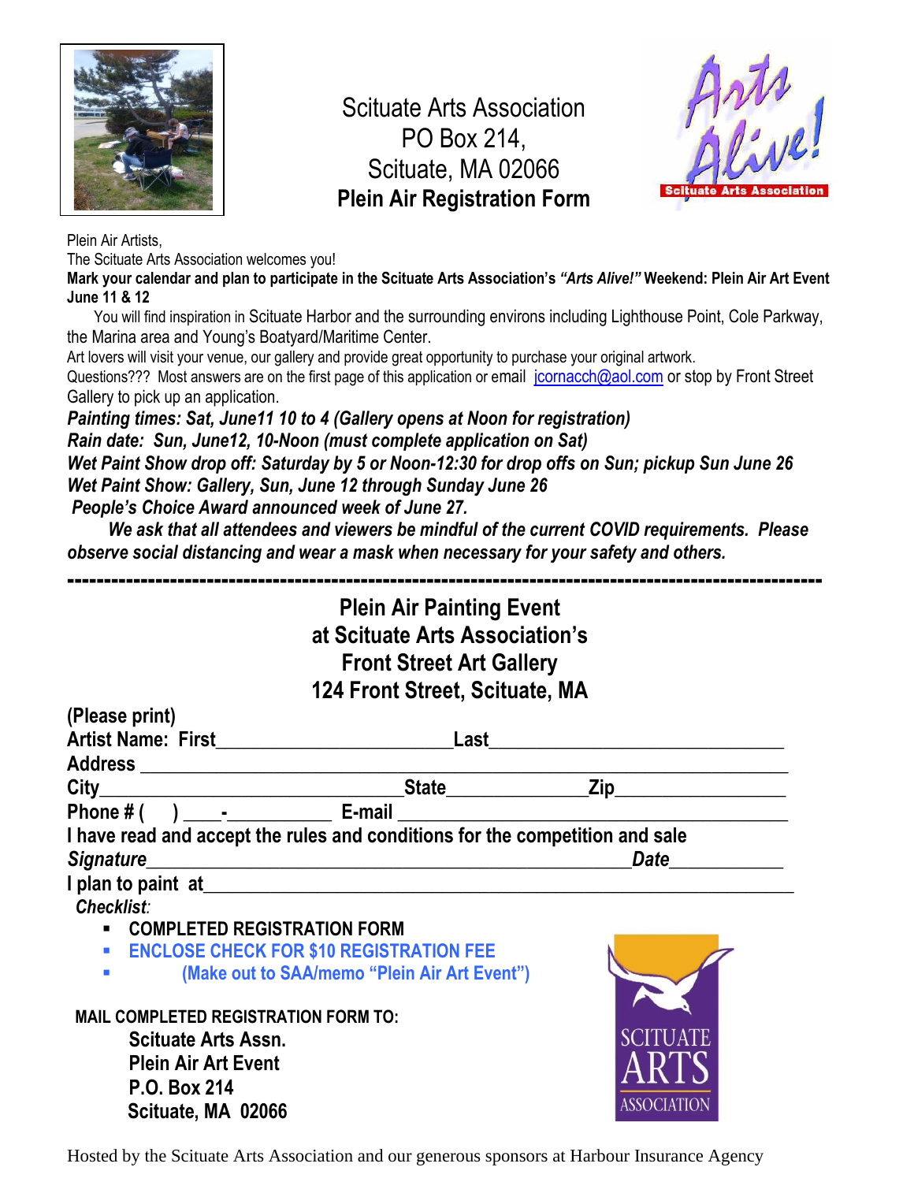Scituate Arts Association
PO Box 214,
Scituate, MA 02066

**Plein Air Registration Form**

Plein Air Artists,

The Scituate Arts Association welcomes you!

**Mark your calendar and plan to participate in the Scituate Arts Association's *"Arts Alive!"* Weekend: Plein Air Art Event June 11 & 12**

You will find inspiration in Scituate Harbor and the surrounding environs including Lighthouse Point, Cole Parkway, the Marina area and Young's Boatyard/Maritime Center.

Art lovers will visit your venue, our gallery and provide great opportunity to purchase your original artwork.

Questions??? Most answers are on the first page of this application or email jcornacch@aol.com or stop by Front Street Gallery to pick up an application.

***Painting times: Sat, June11 10 to 4 (Gallery opens at Noon for registration)***

***Rain date: Sun, June12, 10-Noon (must complete application on Sat)***

***Wet Paint Show drop off: Saturday by 5 or Noon-12:30 for drop offs on Sun; pickup Sun June 26***

***Wet Paint Show: Gallery, Sun, June 12 through Sunday June 26***

***People's Choice Award announced week of June 27.***

***We ask that all attendees and viewers be mindful of the current COVID requirements. Please observe social distancing and wear a mask when necessary for your safety and others.***

---

## Plein Air Painting Event at Scituate Arts Association's Front Street Art Gallery 124 Front Street, Scituate, MA

**(Please print)**

**Artist Name: First**________________________ **Last**______________________________

**Address**___________________________________________________________________

**City**______________________________ **State**______________ **Zip**_________________

**Phone # (    ) ____-__________ E-mail** ______________________________________

**I have read and accept the rules and conditions for the competition and sale**

***Signature***_________________________________________________ ***Date***___________

**I plan to paint at**____________________________________________________________

***Checklist:***

- **COMPLETED REGISTRATION FORM**
- **ENCLOSE CHECK FOR $10 REGISTRATION FEE**
- **(Make out to SAA/memo "Plein Air Art Event")**

**MAIL COMPLETED REGISTRATION FORM TO:**

**Scituate Arts Assn.**
**Plein Air Art Event**
**P.O. Box 214**
**Scituate, MA 02066**

Hosted by the Scituate Arts Association and our generous sponsors at Harbour Insurance Agency